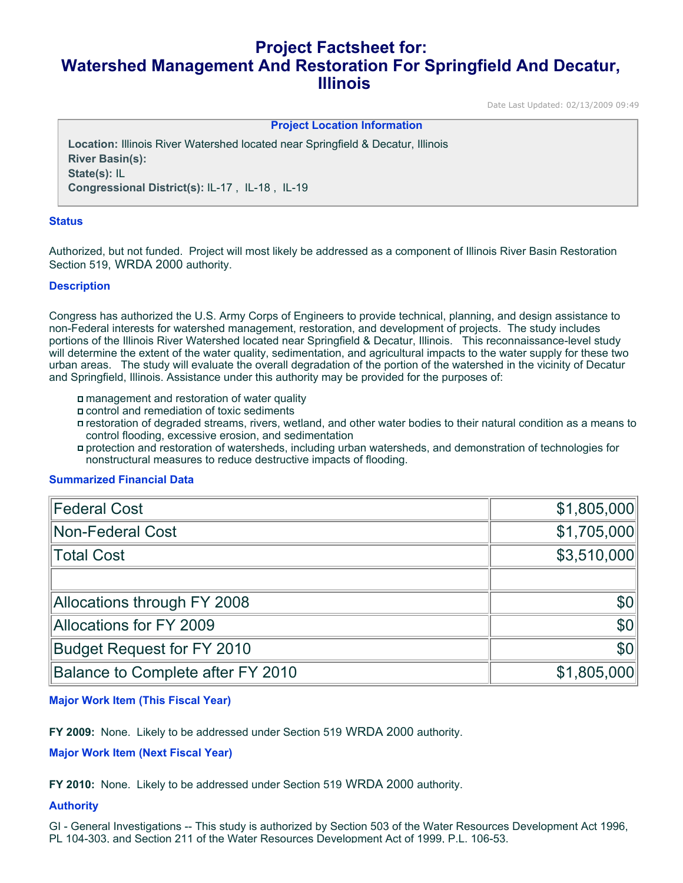# Project Factsheet for: Watershed Management And Restoration For Springfield And Decatur, Illinois

Date Last Updated: 02/13/2009 09:49

**Project Location Information**

**Location:** Illinois River Watershed located near Springfield & Decatur, Illinois
**River Basin(s):**
**State(s):** IL
**Congressional District(s):** IL-17 , IL-18 , IL-19

### Status

Authorized, but not funded. Project will most likely be addressed as a component of Illinois River Basin Restoration Section 519, WRDA 2000 authority.

### Description

Congress has authorized the U.S. Army Corps of Engineers to provide technical, planning, and design assistance to non-Federal interests for watershed management, restoration, and development of projects. The study includes portions of the Illinois River Watershed located near Springfield & Decatur, Illinois. This reconnaissance-level study will determine the extent of the water quality, sedimentation, and agricultural impacts to the water supply for these two urban areas. The study will evaluate the overall degradation of the portion of the watershed in the vicinity of Decatur and Springfield, Illinois. Assistance under this authority may be provided for the purposes of:

- management and restoration of water quality
- control and remediation of toxic sediments
- restoration of degraded streams, rivers, wetland, and other water bodies to their natural condition as a means to control flooding, excessive erosion, and sedimentation
- protection and restoration of watersheds, including urban watersheds, and demonstration of technologies for nonstructural measures to reduce destructive impacts of flooding.

### Summarized Financial Data

| | |
|---|---:|
| Federal Cost | $1,805,000 |
| Non-Federal Cost | $1,705,000 |
| Total Cost | $3,510,000 |
| | |
| Allocations through FY 2008 | $0 |
| Allocations for FY 2009 | $0 |
| Budget Request for FY 2010 | $0 |
| Balance to Complete after FY 2010 | $1,805,000 |

### Major Work Item (This Fiscal Year)

**FY 2009:** None. Likely to be addressed under Section 519 WRDA 2000 authority.

### Major Work Item (Next Fiscal Year)

**FY 2010:** None. Likely to be addressed under Section 519 WRDA 2000 authority.

### Authority

GI - General Investigations -- This study is authorized by Section 503 of the Water Resources Development Act 1996, PL 104-303, and Section 211 of the Water Resources Development Act of 1999, P.L. 106-53.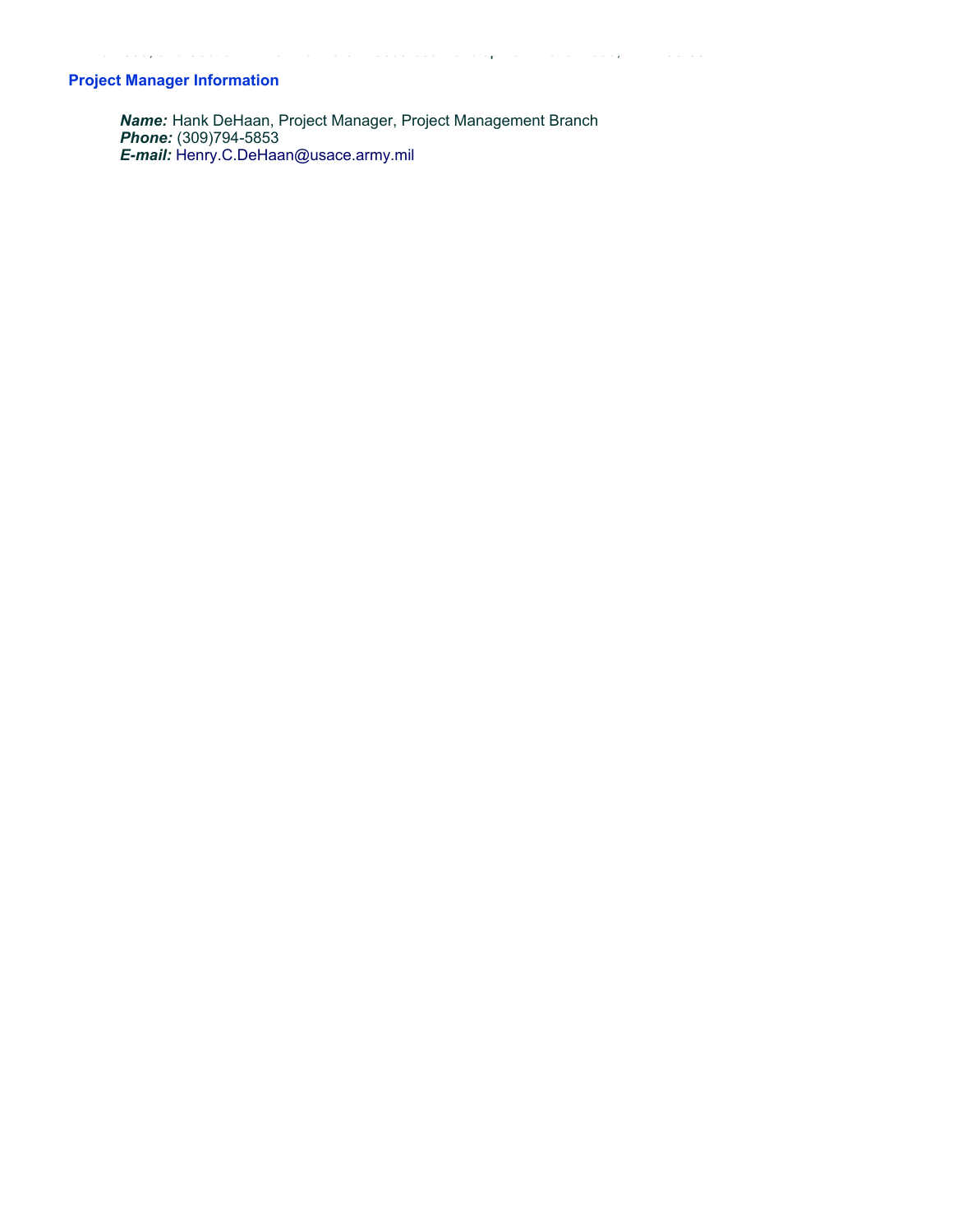## Project Manager Information

***Name:*** Hank DeHaan, Project Manager, Project Management Branch
***Phone:*** (309)794-5853
***E-mail:*** Henry.C.DeHaan@usace.army.mil